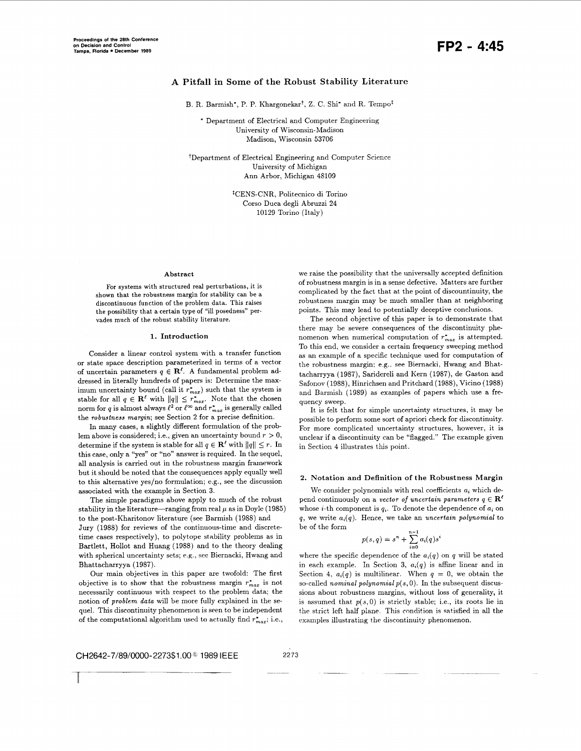# A Pitfall in Some of the Robust Stability Literature

B. R. Barmish\*, P. P. Khargonekar†, Z. C. Shi\* and R. Tempo‡

\* Department of Electrical and Computer Engineering
University of Wisconsin-Madison
Madison, Wisconsin 53706

†Department of Electrical Engineering and Computer Science
University of Michigan
Ann Arbor, Michigan 48109

‡CENS-CNR, Politecnico di Torino
Corso Duca degli Abruzzi 24
10129 Torino (Italy)

### Abstract

For systems with structured real perturbations, it is shown that the robustness margin for stability can be a discontinuous function of the problem data. This raises the possibility that a certain type of "ill posedness" pervades much of the robust stability literature.

## 1. Introduction

Consider a linear control system with a transfer function or state space description parameterized in terms of a vector of uncertain parameters $q \in \mathbf{R}^\ell$. A fundamental problem addressed in literally hundreds of papers is: Determine the maximum uncertainty bound (call it $r^*_{max}$) such that the system is stable for all $q \in \mathbf{R}^\ell$ with $\|q\| \le r^*_{max}$. Note that the chosen norm for $q$ is almost always $\ell^2$ or $\ell^\infty$ and $r^*_{max}$ is generally called the *robustness margin*; see Section 2 for a precise definition.

In many cases, a slightly different formulation of the problem above is considered; i.e., given an uncertainty bound $r > 0$, determine if the system is stable for all $q \in \mathbf{R}^\ell$ with $\|q\| \le r$. In this case, only a "yes" or "no" answer is required. In the sequel, all analysis is carried out in the robustness margin framework but it should be noted that the consequences apply equally well to this alternative yes/no formulation; e.g., see the discussion associated with the example in Section 3.

The simple paradigms above apply to much of the robust stability in the literature—ranging from real $\mu$ as in Doyle (1985) to the post-Kharitonov literature (see Barmish (1988) and Jury (1988) for reviews of the continuous-time and discrete-time cases respectively), to polytope stability problems as in Bartlett, Hollot and Huang (1988) and to the theory dealing with spherical uncertainty sets; e.g., see Biernacki, Hwang and Bhattacharryya (1987).

Our main objectives in this paper are twofold: The first objective is to show that the robustness margin $r^*_{max}$ is not necessarily continuous with respect to the problem data; the notion of *problem data* will be more fully explained in the sequel. This discontinuity phenomenon is seen to be independent of the computational algorithm used to actually find $r^*_{max}$; i.e., we raise the possibility that the universally accepted definition of robustness margin is in a sense defective. Matters are further complicated by the fact that at the point of discountinuity, the robustness margin may be much smaller than at neighboring points. This may lead to potentially deceptive conclusions.

The second objective of this paper is to demonstrate that there may be severe consequences of the discontinuity phenomenon when numerical computation of $r^*_{max}$ is attempted. To this end, we consider a certain frequency sweeping method as an example of a specific technique used for computation of the robustness margin; e.g., see Biernacki, Hwang and Bhattacharryya (1987), Saridereli and Kern (1987), de Gaston and Safonov (1988), Hinrichsen and Pritchard (1988), Vicino (1988) and Barmish (1989) as examples of papers which use a frequency sweep.

It is felt that for simple uncertainty structures, it may be possible to perform some sort of apriori check for discontinuity. For more complicated uncertainty structures, however, it is unclear if a discontinuity can be "flagged." The example given in Section 4 illustrates this point.

## 2. Notation and Definition of the Robustness Margin

We consider polynomials with real coefficients $a_i$ which depend continuously on a *vector of uncertain parameters* $q \in \mathbf{R}^\ell$ whose $i$-th component is $q_i$. To denote the dependence of $a_i$ on $q$, we write $a_i(q)$. Hence, we take an *uncertain polynomial* to be of the form

$$p(s,q) = s^n + \sum_{i=0}^{n-1} a_i(q) s^i$$

where the specific dependence of the $a_i(q)$ on $q$ will be stated in each example. In Section 3, $a_i(q)$ is affine linear and in Section 4, $a_i(q)$ is multilinear. When $q = 0$, we obtain the so-called *nominal polynomial* $p(s,0)$. In the subsequent discussions about robustness margins, without loss of generality, it is assumed that $p(s,0)$ is strictly stable; i.e., its roots lie in the strict left half plane. This condition is satisfied in all the examples illustrating the discontinuity phenomenon.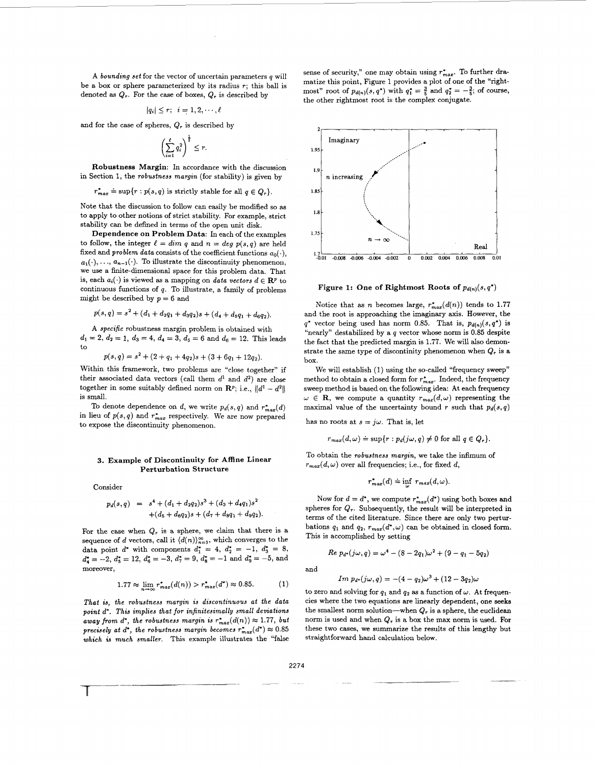A *bounding set* for the vector of uncertain parameters $q$ will be a box or sphere parameterized by its radius $r$; this ball is denoted as $Q_r$. For the case of boxes, $Q_r$ is described by

$$|q_i| \leq r; \ \ i = 1, 2, \cdots, \ell$$

and for the case of spheres, $Q_r$ is described by

$$\left( \sum_{i=1}^{\ell} q_i^2 \right)^{\frac{1}{2}} \leq r.$$

**Robustness Margin:** In accordance with the discussion in Section 1, the *robustness margin* (for stability) is given by

$$r_{max}^* \doteq \sup\{r : p(s,q) \text{ is strictly stable for all } q \in Q_r\}.$$

Note that the discussion to follow can easily be modified so as to apply to other notions of strict stability. For example, strict stability can be defined in terms of the open unit disk.

**Dependence on Problem Data:** In each of the examples to follow, the integer $\ell = dim\ q$ and $n = deg\ p(s,q)$ are held fixed and *problem data* consists of the coefficient functions $a_0(\cdot)$, $a_1(\cdot), \ldots, a_{n-1}(\cdot)$. To illustrate the discontinuity phenomenon, we use a finite-dimensional space for this problem data. That is, each $a_i(\cdot)$ is viewed as a mapping on *data vectors* $d \in \mathbf{R}^p$ to continuous functions of $q$. To illustrate, a family of problems might be described by $p = 6$ and

$$p(s,q) = s^2 + (d_1 + d_2 q_1 + d_3 q_2)s + (d_4 + d_5 q_1 + d_6 q_2).$$

A *specific* robustness margin problem is obtained with $d_1 = 2$, $d_2 = 1$, $d_3 = 4$, $d_4 = 3$, $d_5 = 6$ and $d_6 = 12$. This leads to

$$p(s,q) = s^2 + (2 + q_1 + 4q_2)s + (3 + 6q_1 + 12q_2).$$

Within this framework, two problems are "close together" if their associated data vectors (call them $d^1$ and $d^2$) are close together in some suitably defined norm on $\mathbf{R}^p$; i.e., $\|d^1 - d^2\|$ is small.

To denote dependence on $d$, we write $p_d(s,q)$ and $r_{max}^*(d)$ in lieu of $p(s,q)$ and $r_{max}^*$ respectively. We are now prepared to expose the discontinuity phenomenon.

### 3. Example of Discontinuity for Affine Linear Perturbation Structure

Consider

$$\begin{aligned} p_d(s,q) \ = \ & s^4 + (d_1 + d_2 q_2)s^3 + (d_3 + d_4 q_1)s^2 \\ & + (d_5 + d_6 q_2)s + (d_7 + d_8 q_1 + d_9 q_2). \end{aligned}$$

For the case when $Q_r$ is a sphere, we claim that there is a sequence of $d$ vectors, call it $(d(n))_{n=1}^{\infty}$, which converges to the data point $d^*$ with components $d_1^* = 4$, $d_2^* = -1$, $d_3^* = 8$, $d_4^* = -2$, $d_5^* = 12$, $d_6^* = -3$, $d_7^* = 9$, $d_8^* = -1$ and $d_9^* = -5$, and moreover,

$$1.77 \approx \lim_{n \to \infty} r_{max}^*(d(n)) > r_{max}^*(d^*) \approx 0.85. \qquad (1)$$

*That is, the robustness margin is discontinuous at the data point $d^*$. This implies that for infinitesimally small deviations away from $d^*$, the robustness margin is $r_{max}^*(d(n)) \approx 1.77$, but precisely at $d^*$, the robustness margin becomes $r_{max}^*(d^*) \approx 0.85$ which is much smaller.* This example illustrates the "false sense of security," one may obtain using $r_{max}^*$. To further dramatize this point, Figure 1 provides a plot of one of the "rightmost" root of $p_{d(n)}(s, q^*)$ with $q_1^* = \frac{3}{5}$ and $q_2^* = -\frac{3}{5}$; of course, the other rightmost root is the complex conjugate.

**Figure 1: One of Rightmost Roots of $p_{d(n)}(s, q^*)$**

Notice that as $n$ becomes large, $r_{max}^*(d(n))$ tends to 1.77 and the root is approaching the imaginary axis. However, the $q^*$ vector being used has norm 0.85. That is, $p_{d(n)}(s, q^*)$ is "nearly" destabilized by a $q$ vector whose norm is 0.85 despite the fact that the predicted margin is 1.77. We will also demonstrate the same type of discontinuity phenomenon when $Q_r$ is a box.

We will establish (1) using the so-called "frequency sweep" method to obtain a closed form for $r_{max}^*$. Indeed, the frequency sweep method is based on the following idea: At each frequency $\omega \in \mathbf{R}$, we compute a quantity $r_{max}(d, \omega)$ representing the maximal value of the uncertainty bound $r$ such that $p_d(s,q)$ has no roots at $s = j\omega$. That is, let

$$r_{max}(d, \omega) \doteq \sup\{r : p_d(j\omega, q) \neq 0 \text{ for all } q \in Q_r\}.$$

To obtain the *robustness margin*, we take the infimum of $r_{max}(d, \omega)$ over all frequencies; i.e., for fixed $d$,

$$r_{max}^*(d) \doteq \inf_{\omega} r_{max}(d, \omega).$$

Now for $d = d^*$, we compute $r_{max}^*(d^*)$ using both boxes and spheres for $Q_r$. Subsequently, the result will be interpreted in terms of the cited literature. Since there are only two perturbations $q_1$ and $q_2$, $r_{max}(d^*, \omega)$ can be obtained in closed form. This is accomplished by setting

$$Re\ p_{d^*}(j\omega, q) = \omega^4 - (8 - 2q_1)\omega^2 + (9 - q_1 - 5q_2)$$

and

$$Im\ p_{d^*}(j\omega, q) = -(4 - q_2)\omega^3 + (12 - 3q_2)\omega$$

to zero and solving for $q_1$ and $q_2$ as a function of $\omega$. At frequencies where the two equations are linearly dependent, one seeks the smallest norm solution—when $Q_r$ is a sphere, the euclidean norm is used and when $Q_r$ is a box the max norm is used. For these two cases, we summarize the results of this lengthy but straightforward hand calculation below.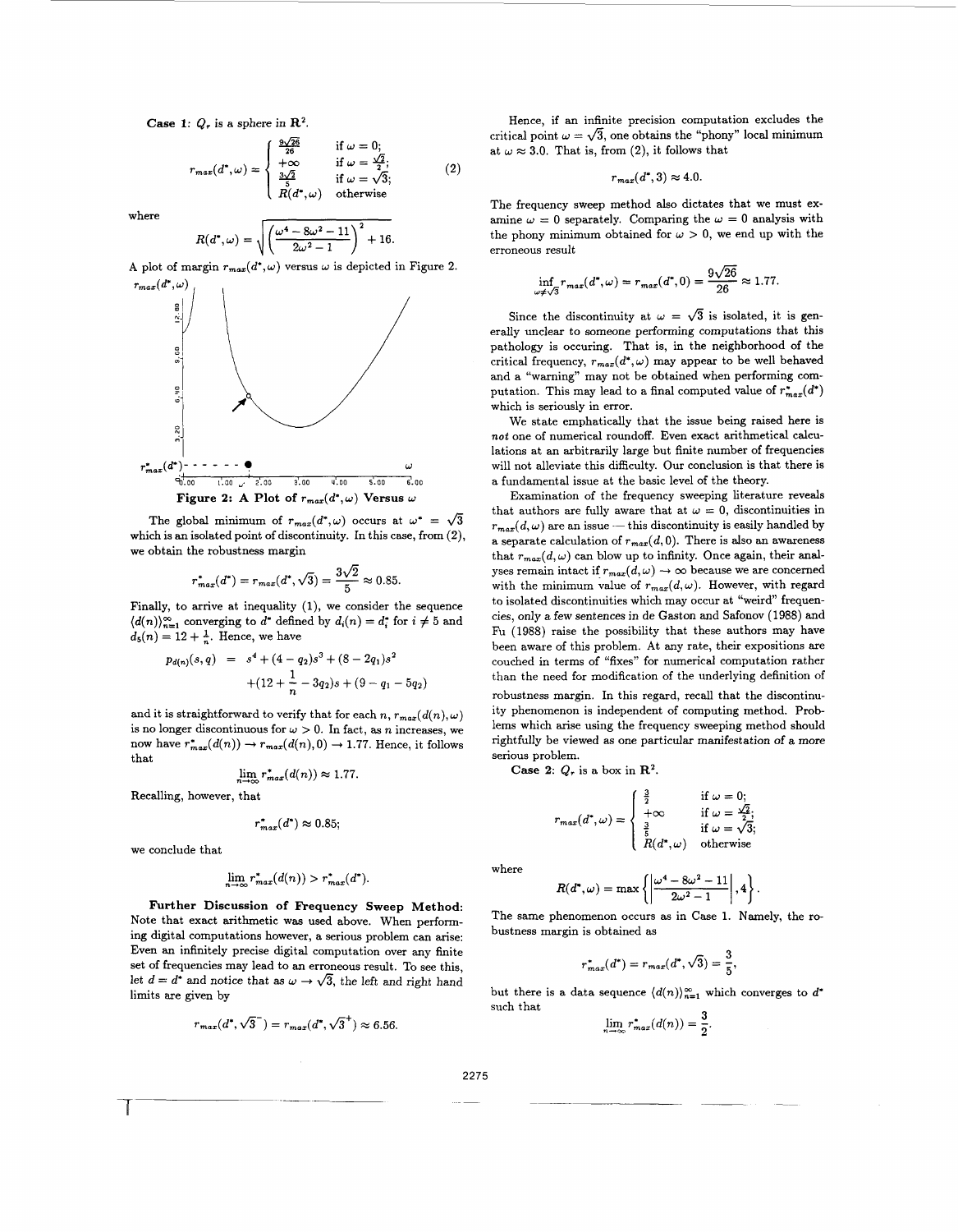**Case 1:** $Q_r$ is a sphere in $\mathbf{R}^2$.

$$r_{max}(d^*,\omega) = \begin{cases} \frac{9\sqrt{26}}{26} & \text{if } \omega = 0; \\ +\infty & \text{if } \omega = \frac{\sqrt{2}}{2}; \\ \frac{3\sqrt{2}}{5} & \text{if } \omega = \sqrt{3}; \\ R(d^*,\omega) & \text{otherwise} \end{cases} \tag{2}$$

where

$$R(d^*,\omega) = \sqrt{\left(\frac{\omega^4 - 8\omega^2 - 11}{2\omega^2 - 1}\right)^2 + 16}.$$

A plot of margin $r_{max}(d^*,\omega)$ versus $\omega$ is depicted in Figure 2.

**Figure 2: A Plot of $r_{max}(d^*,\omega)$ Versus $\omega$**

The global minimum of $r_{max}(d^*,\omega)$ occurs at $\omega^* = \sqrt{3}$ which is an isolated point of discontinuity. In this case, from (2), we obtain the robustness margin

$$r^*_{max}(d^*) = r_{max}(d^*,\sqrt{3}) = \frac{3\sqrt{2}}{5} \approx 0.85.$$

Finally, to arrive at inequality (1), we consider the sequence $\langle d(n)\rangle_{n=1}^{\infty}$ converging to $d^*$ defined by $d_i(n) = d_i^*$ for $i \neq 5$ and $d_5(n) = 12 + \frac{1}{n}$. Hence, we have

$$\begin{aligned} p_{d(n)}(s,q) &= s^4 + (4-q_2)s^3 + (8-2q_1)s^2 \\ &\quad + (12 + \frac{1}{n} - 3q_2)s + (9 - q_1 - 5q_2) \end{aligned}$$

and it is straightforward to verify that for each $n$, $r_{max}(d(n),\omega)$ is no longer discontinuous for $\omega > 0$. In fact, as $n$ increases, we now have $r^*_{max}(d(n)) \to r_{max}(d(n),0) \to 1.77$. Hence, it follows that

$$\lim_{n\to\infty} r^*_{max}(d(n)) \approx 1.77.$$

Recalling, however, that

$$r^*_{max}(d^*) \approx 0.85;$$

we conclude that

$$\lim_{n\to\infty} r^*_{max}(d(n)) > r^*_{max}(d^*).$$

**Further Discussion of Frequency Sweep Method:** Note that exact arithmetic was used above. When performing digital computations however, a serious problem can arise: Even an infinitely precise digital computation over any finite set of frequencies may lead to an erroneous result. To see this, let $d = d^*$ and notice that as $\omega \to \sqrt{3}$, the left and right hand limits are given by

$$r_{max}(d^*,\sqrt{3}^-) = r_{max}(d^*,\sqrt{3}^+) \approx 6.56.$$

Hence, if an infinite precision computation excludes the critical point $\omega = \sqrt{3}$, one obtains the "phony" local minimum at $\omega \approx 3.0$. That is, from (2), it follows that

$$r_{max}(d^*,3) \approx 4.0.$$

The frequency sweep method also dictates that we must examine $\omega = 0$ separately. Comparing the $\omega = 0$ analysis with the phony minimum obtained for $\omega > 0$, we end up with the erroneous result

$$\inf_{\omega\neq\sqrt{3}} r_{max}(d^*,\omega) = r_{max}(d^*,0) = \frac{9\sqrt{26}}{26} \approx 1.77.$$

Since the discontinuity at $\omega = \sqrt{3}$ is isolated, it is generally unclear to someone performing computations that this pathology is occuring. That is, in the neighborhood of the critical frequency, $r_{max}(d^*,\omega)$ may appear to be well behaved and a "warning" may not be obtained when performing computation. This may lead to a final computed value of $r^*_{max}(d^*)$ which is seriously in error.

We state emphatically that the issue being raised here is *not* one of numerical roundoff. Even exact arithmetical calculations at an arbitrarily large but finite number of frequencies will not alleviate this difficulty. Our conclusion is that there is a fundamental issue at the basic level of the theory.

Examination of the frequency sweeping literature reveals that authors are fully aware that at $\omega = 0$, discontinuities in $r_{max}(d,\omega)$ are an issue — this discontinuity is easily handled by a separate calculation of $r_{max}(d,0)$. There is also an awareness that $r_{max}(d,\omega)$ can blow up to infinity. Once again, their analyses remain intact if $r_{max}(d,\omega) \to \infty$ because we are concerned with the minimum value of $r_{max}(d,\omega)$. However, with regard to isolated discontinuities which may occur at "weird" frequencies, only a few sentences in de Gaston and Safonov (1988) and Fu (1988) raise the possibility that these authors may have been aware of this problem. At any rate, their expositions are couched in terms of "fixes" for numerical computation rather than the need for modification of the underlying definition of robustness margin. In this regard, recall that the discontinuity phenomenon is independent of computing method. Problems which arise using the frequency sweeping method should rightfully be viewed as one particular manifestation of a more serious problem.

**Case 2:** $Q_r$ is a box in $\mathbf{R}^2$.

$$r_{max}(d^*,\omega) = \begin{cases} \frac{3}{2} & \text{if } \omega = 0; \\ +\infty & \text{if } \omega = \frac{\sqrt{2}}{2}; \\ \frac{3}{5} & \text{if } \omega = \sqrt{3}; \\ R(d^*,\omega) & \text{otherwise} \end{cases}$$

where

$$R(d^*,\omega) = \max\left\{\left|\frac{\omega^4 - 8\omega^2 - 11}{2\omega^2 - 1}\right|, 4\right\}.$$

The same phenomenon occurs as in Case 1. Namely, the robustness margin is obtained as

$$r^*_{max}(d^*) = r_{max}(d^*,\sqrt{3}) = \frac{3}{5},$$

but there is a data sequence $\langle d(n)\rangle_{n=1}^{\infty}$ which converges to $d^*$ such that

$$\lim_{n\to\infty} r^*_{max}(d(n)) = \frac{3}{2}.$$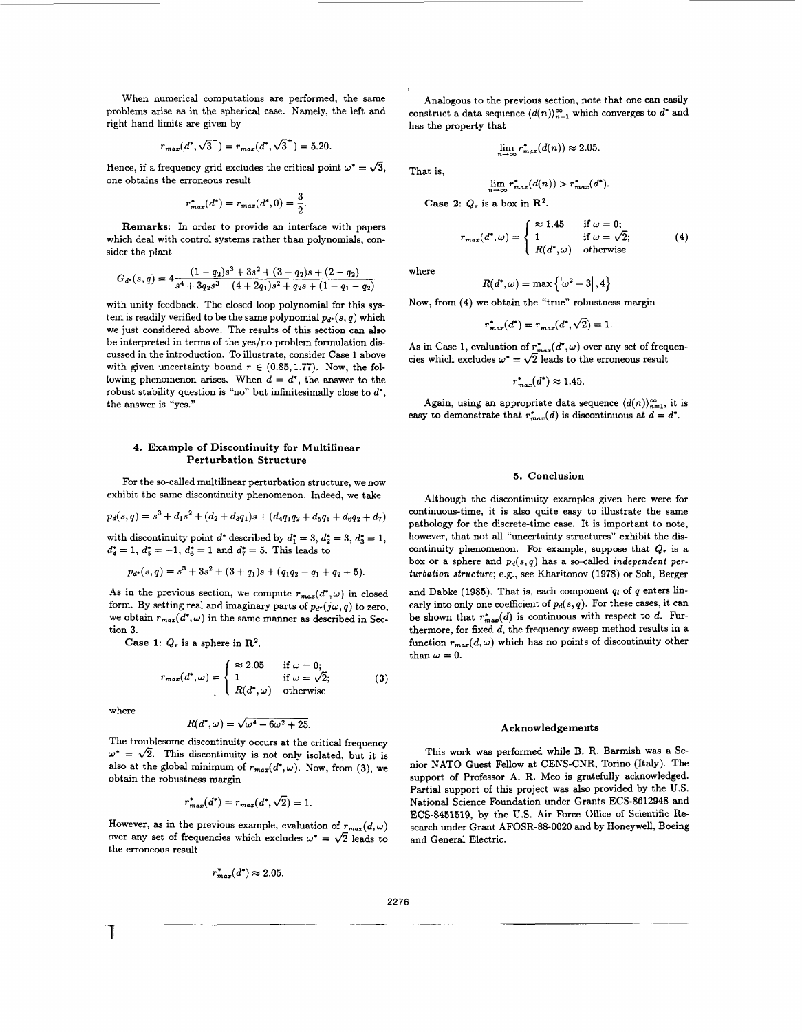When numerical computations are performed, the same problems arise as in the spherical case. Namely, the left and right hand limits are given by

$$r_{max}(d^*, \sqrt{3}^-) = r_{max}(d^*, \sqrt{3}^+) = 5.20.$$

Hence, if a frequency grid excludes the critical point $\omega^* = \sqrt{3}$, one obtains the erroneous result

$$r^*_{max}(d^*) = r_{max}(d^*, 0) = \frac{3}{2}.$$

**Remarks:** In order to provide an interface with papers which deal with control systems rather than polynomials, consider the plant

$$G_{d^*}(s, q) = 4\frac{(1-q_2)s^3 + 3s^2 + (3-q_2)s + (2-q_2)}{s^4 + 3q_2s^3 - (4+2q_1)s^2 + q_2s + (1-q_1-q_2)}$$

with unity feedback. The closed loop polynomial for this system is readily verified to be the same polynomial $p_{d^*}(s,q)$ which we just considered above. The results of this section can also be interpreted in terms of the yes/no problem formulation discussed in the introduction. To illustrate, consider Case 1 above with given uncertainty bound $r \in (0.85, 1.77)$. Now, the following phenomenon arises. When $d = d^*$, the answer to the robust stability question is "no" but infinitesimally close to $d^*$, the answer is "yes."

## 4. Example of Discontinuity for Multilinear Perturbation Structure

For the so-called multilinear perturbation structure, we now exhibit the same discontinuity phenomenon. Indeed, we take

$$p_d(s, q) = s^3 + d_1s^2 + (d_2 + d_3q_1)s + (d_4q_1q_2 + d_5q_1 + d_6q_2 + d_7)$$

with discontinuity point $d^*$ described by $d_1^* = 3$, $d_2^* = 3$, $d_3^* = 1$, $d_4^* = 1$, $d_5^* = -1$, $d_6^* = 1$ and $d_7^* = 5$. This leads to

$$p_{d^*}(s, q) = s^3 + 3s^2 + (3 + q_1)s + (q_1q_2 - q_1 + q_2 + 5).$$

As in the previous section, we compute $r_{max}(d^*, \omega)$ in closed form. By setting real and imaginary parts of $p_{d^*}(j\omega, q)$ to zero, we obtain $r_{max}(d^*, \omega)$ in the same manner as described in Section 3.

**Case 1:** $Q_r$ is a sphere in $\mathbf{R}^2$.

$$r_{max}(d^*, \omega) = \begin{cases} \approx 2.05 & \text{if } \omega = 0; \\ 1 & \text{if } \omega = \sqrt{2}; \\ R(d^*, \omega) & \text{otherwise} \end{cases} \tag{3}$$

where

$$R(d^*, \omega) = \sqrt{\omega^4 - 6\omega^2 + 25}.$$

The troublesome discontinuity occurs at the critical frequency $\omega^* = \sqrt{2}$. This discontinuity is not only isolated, but it is also at the global minimum of $r_{max}(d^*, \omega)$. Now, from (3), we obtain the robustness margin

$$r^*_{max}(d^*) = r_{max}(d^*, \sqrt{2}) = 1.$$

However, as in the previous example, evaluation of $r_{max}(d, \omega)$ over any set of frequencies which excludes $\omega^* = \sqrt{2}$ leads to the erroneous result

$$r^*_{max}(d^*) \approx 2.05.$$

Analogous to the previous section, note that one can easily construct a data sequence $\langle d(n) \rangle_{n=1}^{\infty}$ which converges to $d^*$ and has the property that

$$\lim_{n \to \infty} r^*_{max}(d(n)) \approx 2.05.$$

That is,

$$\lim_{n \to \infty} r^*_{max}(d(n)) > r^*_{max}(d^*).$$

**Case 2:** $Q_r$ is a box in $\mathbf{R}^2$.

$$r_{max}(d^*, \omega) = \begin{cases} \approx 1.45 & \text{if } \omega = 0; \\ 1 & \text{if } \omega = \sqrt{2}; \\ R(d^*, \omega) & \text{otherwise} \end{cases} \tag{4}$$

where

$$R(d^*, \omega) = \max\left\{ \left|\omega^2 - 3\right|, 4 \right\}.$$

Now, from (4) we obtain the "true" robustness margin

$$r^*_{max}(d^*) = r_{max}(d^*, \sqrt{2}) = 1.$$

As in Case 1, evaluation of $r^*_{max}(d^*, \omega)$ over any set of frequencies which excludes $\omega^* = \sqrt{2}$ leads to the erroneous result

$$r^*_{max}(d^*) \approx 1.45.$$

Again, using an appropriate data sequence $\langle d(n) \rangle_{n=1}^{\infty}$, it is easy to demonstrate that $r^*_{max}(d)$ is discontinuous at $d = d^*$.

## 5. Conclusion

Although the discontinuity examples given here were for continuous-time, it is also quite easy to illustrate the same pathology for the discrete-time case. It is important to note, however, that not all "uncertainty structures" exhibit the discontinuity phenomenon. For example, suppose that $Q_r$ is a box or a sphere and $p_d(s,q)$ has a so-called *independent perturbation structure*; e.g., see Kharitonov (1978) or Soh, Berger and Dabke (1985). That is, each component $q_i$ of $q$ enters linearly into only one coefficient of $p_d(s,q)$. For these cases, it can be shown that $r^*_{max}(d)$ is continuous with respect to $d$. Furthermore, for fixed $d$, the frequency sweep method results in a function $r_{max}(d, \omega)$ which has no points of discontinuity other than $\omega = 0$.

## Acknowledgements

This work was performed while B. R. Barmish was a Senior NATO Guest Fellow at CENS-CNR, Torino (Italy). The support of Professor A. R. Meo is gratefully acknowledged. Partial support of this project was also provided by the U.S. National Science Foundation under Grants ECS-8612948 and ECS-8451519, by the U.S. Air Force Office of Scientific Research under Grant AFOSR-88-0020 and by Honeywell, Boeing and General Electric.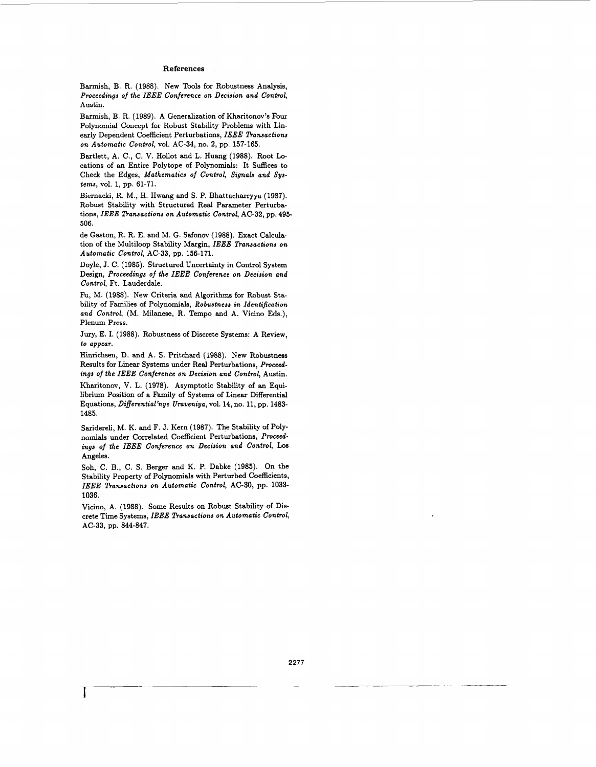## References

Barmish, B. R. (1988). New Tools for Robustness Analysis, *Proceedings of the IEEE Conference on Decision and Control*, Austin.

Barmish, B. R. (1989). A Generalization of Kharitonov's Four Polynomial Concept for Robust Stability Problems with Linearly Dependent Coefficient Perturbations, *IEEE Transactions on Automatic Control*, vol. AC-34, no. 2, pp. 157-165.

Bartlett, A. C., C. V. Hollot and L. Huang (1988). Root Locations of an Entire Polytope of Polynomials: It Suffices to Check the Edges, *Mathematics of Control, Signals and Systems*, vol. 1, pp. 61-71.

Biernacki, R. M., H. Hwang and S. P. Bhattacharryya (1987). Robust Stability with Structured Real Parameter Perturbations, *IEEE Transactions on Automatic Control*, AC-32, pp. 495-506.

de Gaston, R. R. E. and M. G. Safonov (1988). Exact Calculation of the Multiloop Stability Margin, *IEEE Transactions on Automatic Control*, AC-33, pp. 156-171.

Doyle, J. C. (1985). Structured Uncertainty in Control System Design, *Proceedings of the IEEE Conference on Decision and Control*, Ft. Lauderdale.

Fu, M. (1988). New Criteria and Algorithms for Robust Stability of Families of Polynomials, *Robustness in Identification and Control*, (M. Milanese, R. Tempo and A. Vicino Eds.), Plenum Press.

Jury, E. I. (1988). Robustness of Discrete Systems: A Review, *to appear*.

Hinrichsen, D. and A. S. Pritchard (1988). New Robustness Results for Linear Systems under Real Perturbations, *Proceedings of the IEEE Conference on Decision and Control*, Austin.

Kharitonov, V. L. (1978). Asymptotic Stability of an Equilibrium Position of a Family of Systems of Linear Differential Equations, *Differential'nye Uraveniya*, vol. 14, no. 11, pp. 1483-1485.

Saridereli, M. K. and F. J. Kern (1987). The Stability of Polynomials under Correlated Coefficient Perturbations, *Proceedings of the IEEE Conference on Decision and Control*, Los Angeles.

Soh, C. B., C. S. Berger and K. P. Dabke (1985). On the Stability Property of Polynomials with Perturbed Coefficients, *IEEE Transactions on Automatic Control*, AC-30, pp. 1033-1036.

Vicino, A. (1988). Some Results on Robust Stability of Discrete Time Systems, *IEEE Transactions on Automatic Control*, AC-33, pp. 844-847.